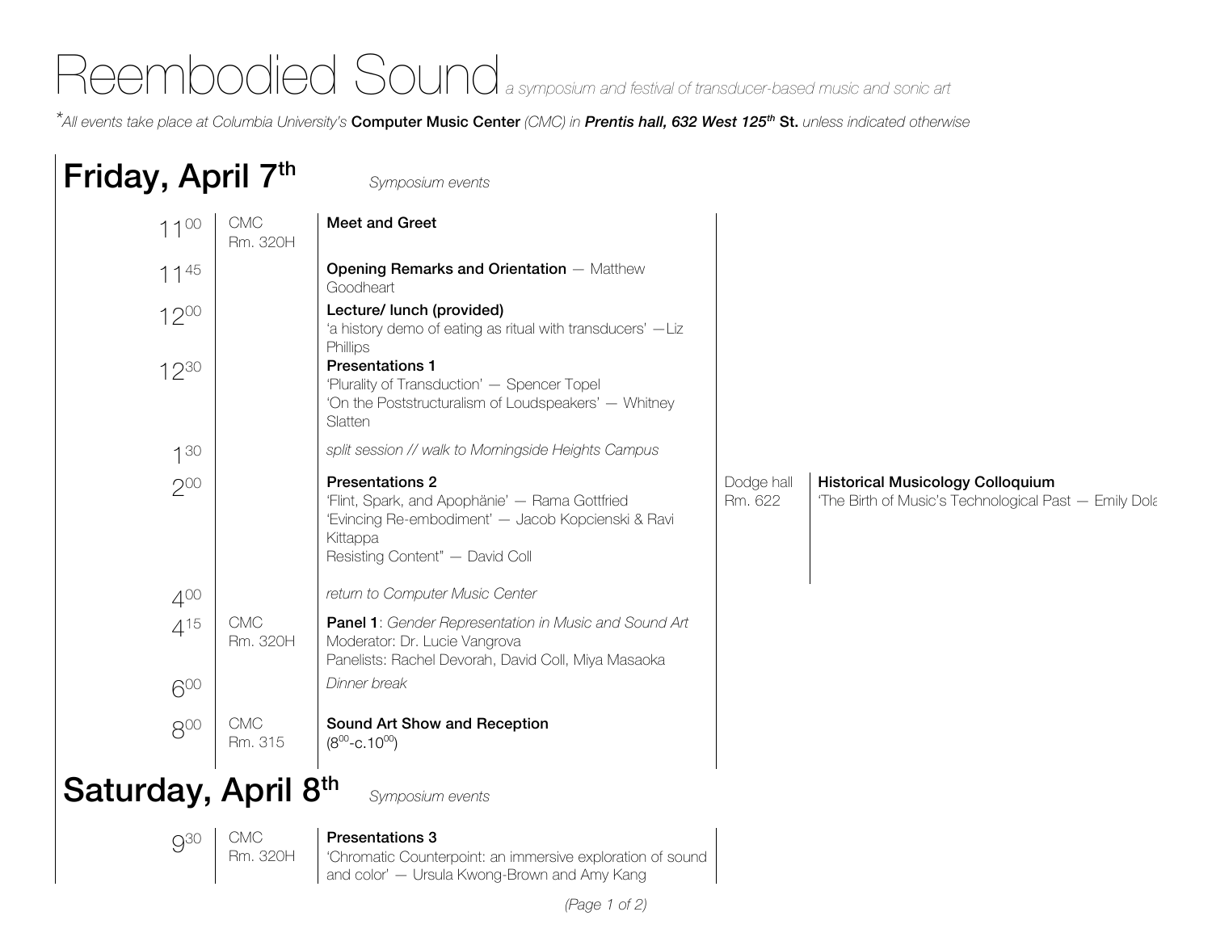# Reembodied Sound *a symposium and festival of transducer-based music and sonic art*

*[*]All events take place at Columbia University's* **Computer Music Center** *(CMC) in* ***Prentis hall, 632 West 125th*** **St.** *unless indicated otherwise*

## Friday, April 7th

*Symposium events*

| Time | Location | Event | Location | Event |
|---|---|---|---|---|
| 11:00 | CMC Rm. 320H | **Meet and Greet** | | |
| 11:45 | | **Opening Remarks and Orientation** — Matthew Goodheart | | |
| 12:00 | | **Lecture/ lunch (provided)** 'a history demo of eating as ritual with transducers' —Liz Phillips | | |
| 12:30 | | **Presentations 1** 'Plurality of Transduction' — Spencer Topel 'On the Poststructuralism of Loudspeakers' — Whitney Slatten | | |
| 1:30 | | *split session // walk to Morningside Heights Campus* | | |
| 2:00 | | **Presentations 2** 'Flint, Spark, and Apophänie' — Rama Gottfried 'Evincing Re-embodiment' — Jacob Kopcienski & Ravi Kittappa Resisting Content" — David Coll | Dodge hall Rm. 622 | **Historical Musicology Colloquium** 'The Birth of Music's Technological Past — Emily Dola |
| 4:00 | | *return to Computer Music Center* | | |
| 4:15 | CMC Rm. 320H | **Panel 1**: *Gender Representation in Music and Sound Art* Moderator: Dr. Lucie Vangrova Panelists: Rachel Devorah, David Coll, Miya Masaoka | | |
| 6:00 | | *Dinner break* | | |
| 8:00 | CMC Rm. 315 | **Sound Art Show and Reception** (8:00-c.10:00) | | |

## Saturday, April 8th

*Symposium events*

| Time | Location | Event |
|---|---|---|
| 9:30 | CMC Rm. 320H | **Presentations 3** 'Chromatic Counterpoint: an immersive exploration of sound and color' — Ursula Kwong-Brown and Amy Kang |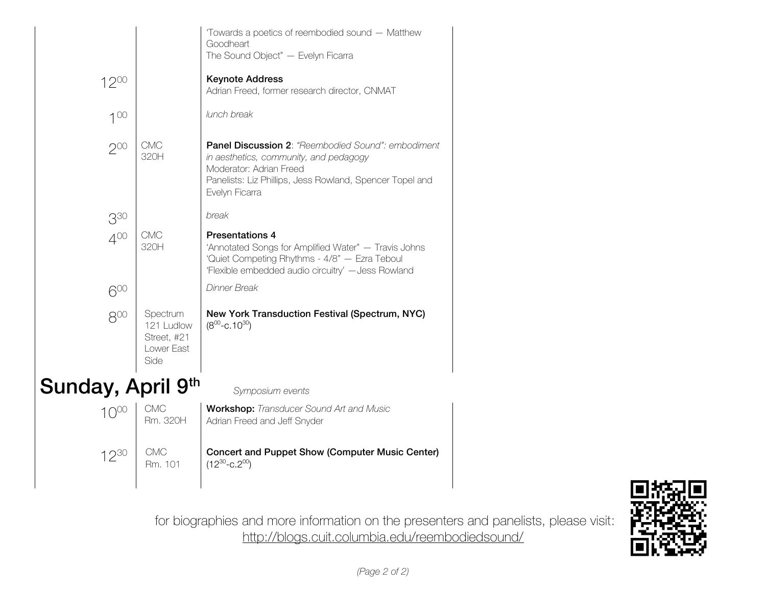| | | |
|---|---|---|
| | | 'Towards a poetics of reembodied sound — Matthew Goodheart<br>The Sound Object" — Evelyn Ficarra |
| $12^{00}$ | | **Keynote Address**<br>Adrian Freed, former research director, CNMAT |
| $1^{00}$ | | *lunch break* |
| $2^{00}$ | CMC 320H | **Panel Discussion 2**: *"Reembodied Sound": embodiment in aesthetics, community, and pedagogy*<br>Moderator: Adrian Freed<br>Panelists: Liz Phillips, Jess Rowland, Spencer Topel and Evelyn Ficarra |
| $3^{30}$ | | *break* |
| $4^{00}$ | CMC 320H | **Presentations 4**<br>'Annotated Songs for Amplified Water" — Travis Johns<br>'Quiet Competing Rhythms - 4/8" — Ezra Teboul<br>'Flexible embedded audio circuitry' — Jess Rowland |
| $6^{00}$ | | *Dinner Break* |
| $8^{00}$ | Spectrum 121 Ludlow Street, #21 Lower East Side | **New York Transduction Festival (Spectrum, NYC)**<br>($8^{00}$-c.$10^{30}$) |

## Sunday, April 9th

*Symposium events*

| | | |
|---|---|---|
| $10^{00}$ | CMC Rm. 320H | **Workshop:** *Transducer Sound Art and Music*<br>Adrian Freed and Jeff Snyder |
| $12^{30}$ | CMC Rm. 101 | **Concert and Puppet Show (Computer Music Center)**<br>($12^{30}$-c.$2^{00}$) |

for biographies and more information on the presenters and panelists, please visit:
http://blogs.cuit.columbia.edu/reembodiedsound/